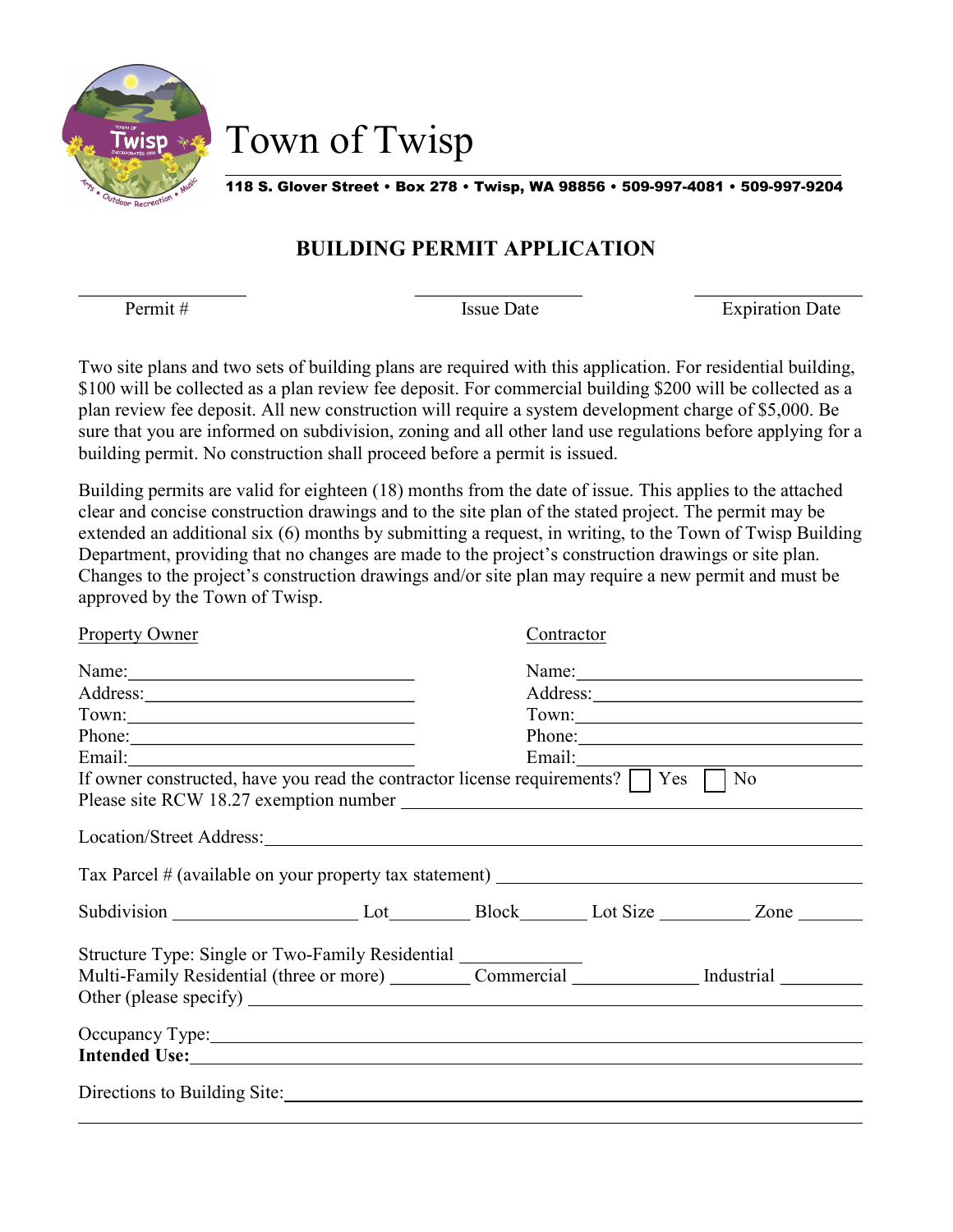# Town of Twisp

**118 S. Glover Street • Box 278 • Twisp, WA 98856 • 509-997-4081 • 509-997-9204**

## BUILDING PERMIT APPLICATION

| \_\_\_\_\_\_\_\_\_\_\_\_\_\_\_\_ | \_\_\_\_\_\_\_\_\_\_\_\_\_\_\_\_ | \_\_\_\_\_\_\_\_\_\_\_\_\_\_\_\_ |
|---|---|---|
| Permit # | Issue Date | Expiration Date |

Two site plans and two sets of building plans are required with this application. For residential building, $100 will be collected as a plan review fee deposit. For commercial building $200 will be collected as a plan review fee deposit. All new construction will require a system development charge of $5,000. Be sure that you are informed on subdivision, zoning and all other land use regulations before applying for a building permit. No construction shall proceed before a permit is issued.

Building permits are valid for eighteen (18) months from the date of issue. This applies to the attached clear and concise construction drawings and to the site plan of the stated project. The permit may be extended an additional six (6) months by submitting a request, in writing, to the Town of Twisp Building Department, providing that no changes are made to the project's construction drawings or site plan. Changes to the project's construction drawings and/or site plan may require a new permit and must be approved by the Town of Twisp.

| Property Owner | Contractor |
|---|---|
| Name: \_\_\_\_\_\_\_\_\_\_\_\_\_\_\_\_\_\_\_\_\_\_\_\_ | Name: \_\_\_\_\_\_\_\_\_\_\_\_\_\_\_\_\_\_\_\_\_\_\_\_ |
| Address: \_\_\_\_\_\_\_\_\_\_\_\_\_\_\_\_\_\_\_\_\_\_ | Address: \_\_\_\_\_\_\_\_\_\_\_\_\_\_\_\_\_\_\_\_\_\_ |
| Town: \_\_\_\_\_\_\_\_\_\_\_\_\_\_\_\_\_\_\_\_\_\_\_\_ | Town: \_\_\_\_\_\_\_\_\_\_\_\_\_\_\_\_\_\_\_\_\_\_\_\_ |
| Phone: \_\_\_\_\_\_\_\_\_\_\_\_\_\_\_\_\_\_\_\_\_\_\_ | Phone: \_\_\_\_\_\_\_\_\_\_\_\_\_\_\_\_\_\_\_\_\_\_\_ |
| Email: \_\_\_\_\_\_\_\_\_\_\_\_\_\_\_\_\_\_\_\_\_\_\_\_ | Email: \_\_\_\_\_\_\_\_\_\_\_\_\_\_\_\_\_\_\_\_\_\_\_\_ |

If owner constructed, have you read the contractor license requirements? ☐ Yes ☐ No

Please site RCW 18.27 exemption number \_\_\_\_\_\_\_\_\_\_\_\_\_\_\_\_\_\_\_\_\_\_\_\_\_\_\_\_\_\_\_\_\_\_

Location/Street Address: \_\_\_\_\_\_\_\_\_\_\_\_\_\_\_\_\_\_\_\_\_\_\_\_\_\_\_\_\_\_\_\_\_\_\_\_\_\_\_\_\_\_\_\_

Tax Parcel # (available on your property tax statement) \_\_\_\_\_\_\_\_\_\_\_\_\_\_\_\_\_\_\_\_\_\_\_\_

Subdivision \_\_\_\_\_\_\_\_\_\_\_\_\_\_ Lot\_\_\_\_\_\_ Block\_\_\_\_\_\_ Lot Size \_\_\_\_\_\_\_ Zone \_\_\_\_\_\_

Structure Type: Single or Two-Family Residential \_\_\_\_\_\_\_\_\_\_

Multi-Family Residential (three or more) \_\_\_\_\_\_\_ Commercial \_\_\_\_\_\_\_\_\_\_ Industrial \_\_\_\_\_\_\_

Other (please specify) \_\_\_\_\_\_\_\_\_\_\_\_\_\_\_\_\_\_\_\_\_\_\_\_\_\_\_\_\_\_\_\_\_\_\_\_\_\_\_\_\_\_\_\_\_\_\_\_

Occupancy Type: \_\_\_\_\_\_\_\_\_\_\_\_\_\_\_\_\_\_\_\_\_\_\_\_\_\_\_\_\_\_\_\_\_\_\_\_\_\_\_\_\_\_\_\_\_\_\_\_\_\_\_\_

**Intended Use:** \_\_\_\_\_\_\_\_\_\_\_\_\_\_\_\_\_\_\_\_\_\_\_\_\_\_\_\_\_\_\_\_\_\_\_\_\_\_\_\_\_\_\_\_\_\_\_\_\_\_\_\_\_

Directions to Building Site: \_\_\_\_\_\_\_\_\_\_\_\_\_\_\_\_\_\_\_\_\_\_\_\_\_\_\_\_\_\_\_\_\_\_\_\_\_\_\_\_\_\_\_\_

\_\_\_\_\_\_\_\_\_\_\_\_\_\_\_\_\_\_\_\_\_\_\_\_\_\_\_\_\_\_\_\_\_\_\_\_\_\_\_\_\_\_\_\_\_\_\_\_\_\_\_\_\_\_\_\_\_\_\_\_\_\_\_\_\_\_\_\_\_\_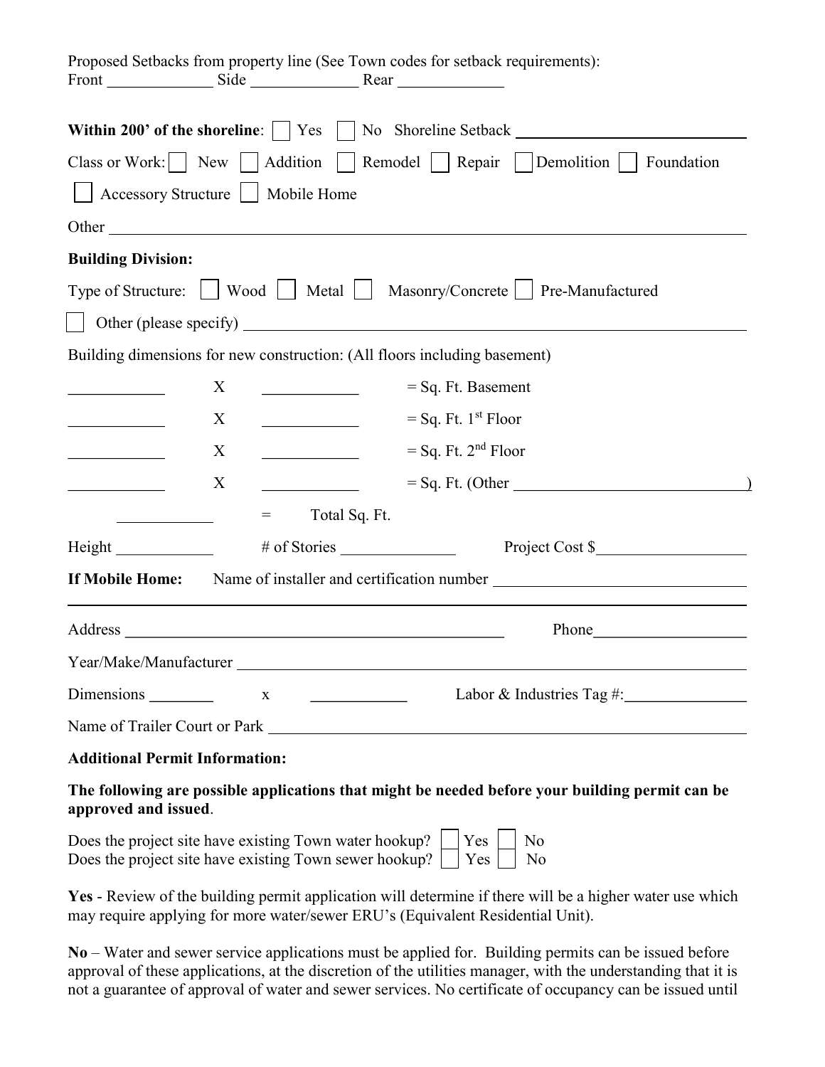Proposed Setbacks from property line (See Town codes for setback requirements):
Front ____________ Side ____________ Rear ____________

**Within 200' of the shoreline**: ☐ Yes ☐ No Shoreline Setback ________________________

Class or Work: ☐ New ☐ Addition ☐ Remodel ☐ Repair ☐ Demolition ☐ Foundation

☐ Accessory Structure ☐ Mobile Home

Other ________________________________________________________________

**Building Division:**

Type of Structure: ☐ Wood ☐ Metal ☐ Masonry/Concrete ☐ Pre-Manufactured

☐ Other (please specify) ________________________________________________

Building dimensions for new construction: (All floors including basement)

__________ X __________ = Sq. Ft. Basement

__________ X __________ = Sq. Ft. 1st Floor

__________ X __________ = Sq. Ft. 2nd Floor

__________ X __________ = Sq. Ft. (Other ________________________)

__________ = Total Sq. Ft.

Height __________ # of Stories ____________ Project Cost $________________

**If Mobile Home:** Name of installer and certification number ________________________

______________________________________________________________________

Address ________________________________________ Phone________________

Year/Make/Manufacturer ________________________________________________

Dimensions _______ x __________ Labor & Industries Tag #:_____________

Name of Trailer Court or Park __________________________________________

**Additional Permit Information:**

**The following are possible applications that might be needed before your building permit can be approved and issued**.

Does the project site have existing Town water hookup? ☐ Yes ☐ No
Does the project site have existing Town sewer hookup? ☐ Yes ☐ No

**Yes** - Review of the building permit application will determine if there will be a higher water use which may require applying for more water/sewer ERU's (Equivalent Residential Unit).

**No** – Water and sewer service applications must be applied for. Building permits can be issued before approval of these applications, at the discretion of the utilities manager, with the understanding that it is not a guarantee of approval of water and sewer services. No certificate of occupancy can be issued until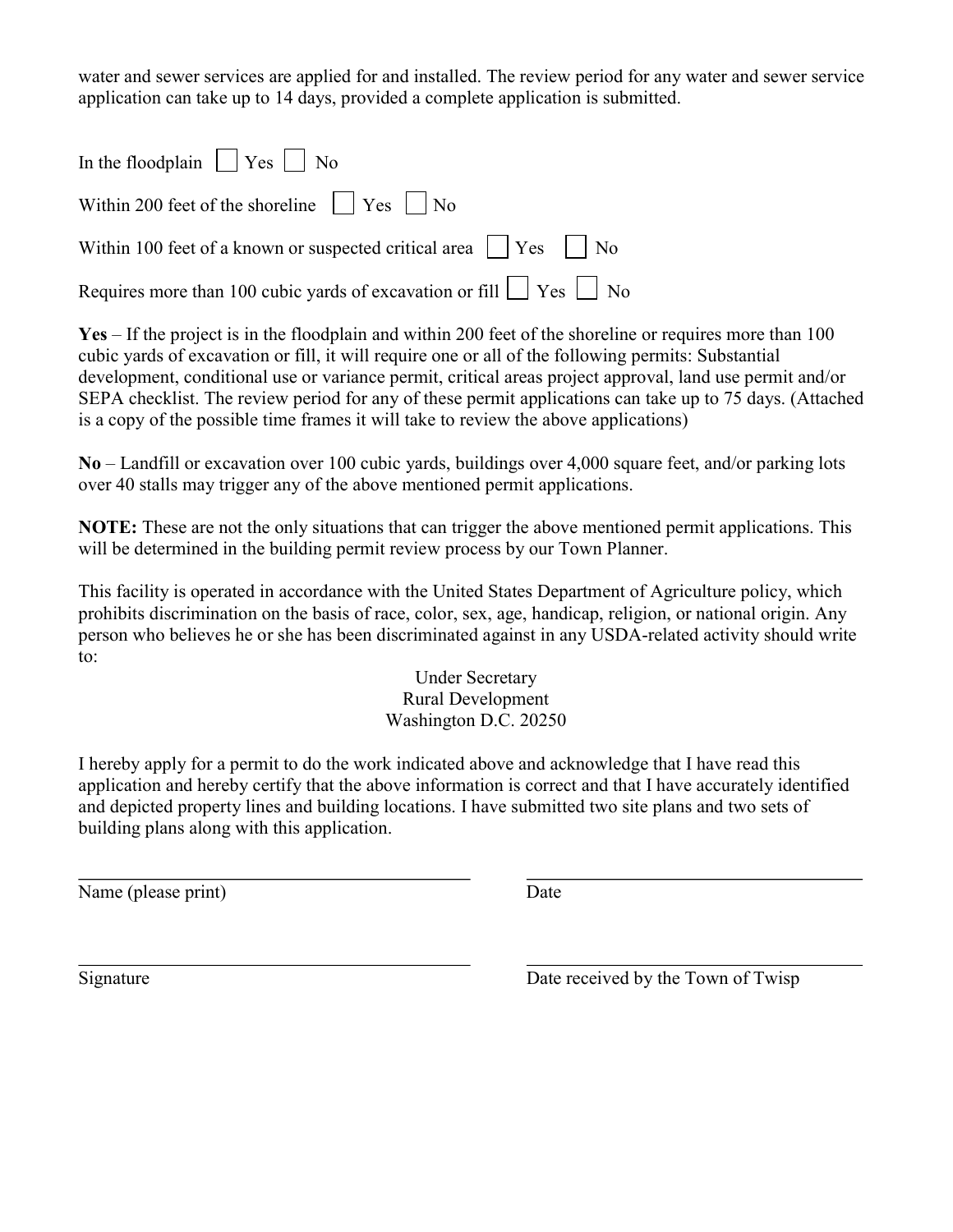water and sewer services are applied for and installed. The review period for any water and sewer service application can take up to 14 days, provided a complete application is submitted.

In the floodplain ☐ Yes ☐ No

Within 200 feet of the shoreline ☐ Yes ☐ No

Within 100 feet of a known or suspected critical area ☐ Yes ☐ No

Requires more than 100 cubic yards of excavation or fill ☐ Yes ☐ No

**Yes** – If the project is in the floodplain and within 200 feet of the shoreline or requires more than 100 cubic yards of excavation or fill, it will require one or all of the following permits: Substantial development, conditional use or variance permit, critical areas project approval, land use permit and/or SEPA checklist. The review period for any of these permit applications can take up to 75 days. (Attached is a copy of the possible time frames it will take to review the above applications)

**No** – Landfill or excavation over 100 cubic yards, buildings over 4,000 square feet, and/or parking lots over 40 stalls may trigger any of the above mentioned permit applications.

**NOTE:** These are not the only situations that can trigger the above mentioned permit applications. This will be determined in the building permit review process by our Town Planner.

This facility is operated in accordance with the United States Department of Agriculture policy, which prohibits discrimination on the basis of race, color, sex, age, handicap, religion, or national origin. Any person who believes he or she has been discriminated against in any USDA-related activity should write to:

Under Secretary
Rural Development
Washington D.C. 20250

I hereby apply for a permit to do the work indicated above and acknowledge that I have read this application and hereby certify that the above information is correct and that I have accurately identified and depicted property lines and building locations. I have submitted two site plans and two sets of building plans along with this application.

\_\_\_\_\_\_\_\_\_\_\_\_\_\_\_\_\_\_\_\_\_\_\_\_\_\_\_\_\_\_\_\_\_\_\_\_\_\_ \_\_\_\_\_\_\_\_\_\_\_\_\_\_\_\_\_\_\_\_\_\_\_\_\_\_\_\_\_\_\_\_\_\_

Name (please print) Date

\_\_\_\_\_\_\_\_\_\_\_\_\_\_\_\_\_\_\_\_\_\_\_\_\_\_\_\_\_\_\_\_\_\_\_\_\_\_ \_\_\_\_\_\_\_\_\_\_\_\_\_\_\_\_\_\_\_\_\_\_\_\_\_\_\_\_\_\_\_\_\_\_

Signature Date received by the Town of Twisp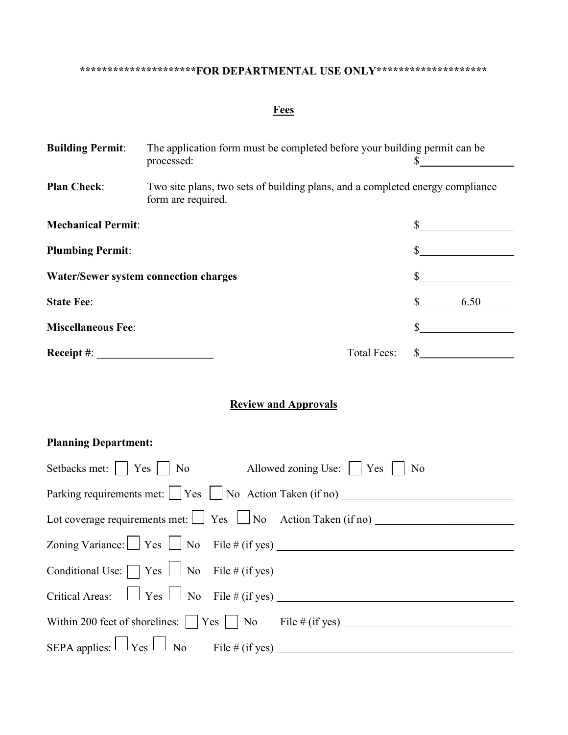********************FOR DEPARTMENTAL USE ONLY********************

## Fees

**Building Permit**: The application form must be completed before your building permit can be processed: $\_\_\_\_\_\_\_\_\_\_\_\_\_\_\_\_

**Plan Check**: Two site plans, two sets of building plans, and a completed energy compliance form are required.

**Mechanical Permit**: $\_\_\_\_\_\_\_\_\_\_\_\_\_\_\_\_

**Plumbing Permit**: $\_\_\_\_\_\_\_\_\_\_\_\_\_\_\_\_

**Water/Sewer system connection charges** $\_\_\_\_\_\_\_\_\_\_\_\_\_\_\_\_

**State Fee**: $ 6.50

**Miscellaneous Fee**: $\_\_\_\_\_\_\_\_\_\_\_\_\_\_\_\_

**Receipt #**: \_\_\_\_\_\_\_\_\_\_\_\_\_\_\_\_\_\_\_\_ Total Fees: $\_\_\_\_\_\_\_\_\_\_\_\_\_\_\_\_

## Review and Approvals

**Planning Department:**

Setbacks met: ☐ Yes ☐ No Allowed zoning Use: ☐ Yes ☐ No

Parking requirements met: ☐ Yes ☐ No Action Taken (if no) \_\_\_\_\_\_\_\_\_\_\_\_\_\_\_\_\_\_\_\_\_\_\_\_\_\_\_\_

Lot coverage requirements met: ☐ Yes ☐ No Action Taken (if no) \_\_\_\_\_\_\_\_\_\_\_\_\_\_\_\_\_\_\_\_\_\_\_\_

Zoning Variance: ☐ Yes ☐ No File # (if yes) \_\_\_\_\_\_\_\_\_\_\_\_\_\_\_\_\_\_\_\_\_\_\_\_\_\_\_\_\_\_\_\_\_\_\_\_\_\_

Conditional Use: ☐ Yes ☐ No File # (if yes) \_\_\_\_\_\_\_\_\_\_\_\_\_\_\_\_\_\_\_\_\_\_\_\_\_\_\_\_\_\_\_\_\_\_\_\_\_\_

Critical Areas: ☐ Yes ☐ No File # (if yes) \_\_\_\_\_\_\_\_\_\_\_\_\_\_\_\_\_\_\_\_\_\_\_\_\_\_\_\_\_\_\_\_\_\_\_\_\_\_

Within 200 feet of shorelines: ☐ Yes ☐ No File # (if yes) \_\_\_\_\_\_\_\_\_\_\_\_\_\_\_\_\_\_\_\_\_\_\_\_\_\_\_\_

SEPA applies: ☐ Yes ☐ No File # (if yes) \_\_\_\_\_\_\_\_\_\_\_\_\_\_\_\_\_\_\_\_\_\_\_\_\_\_\_\_\_\_\_\_\_\_\_\_\_\_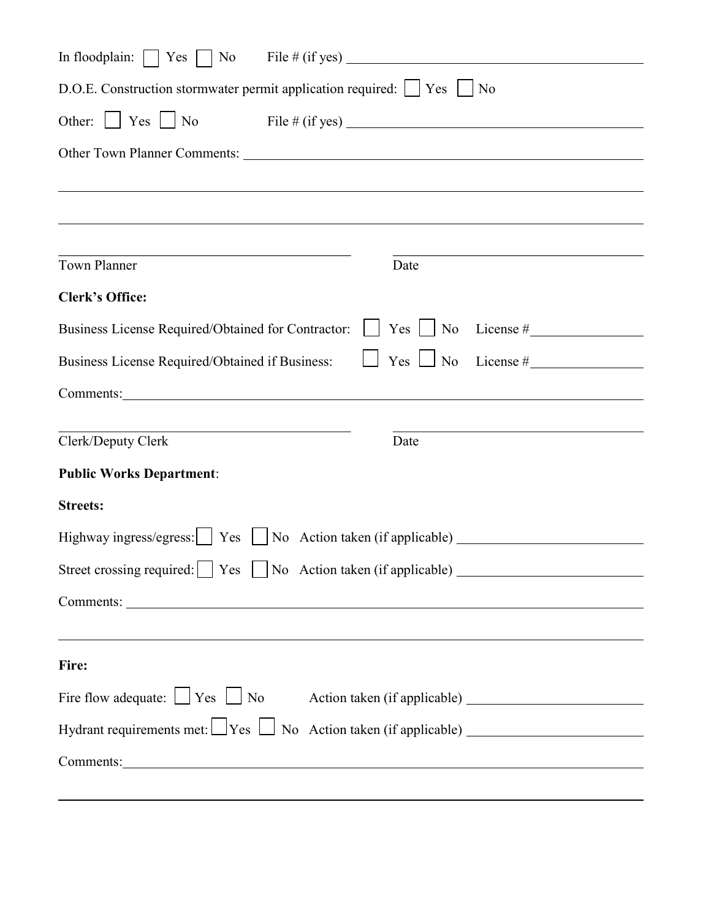In floodplain: ☐ Yes ☐ No File # (if yes) ______________________________

D.O.E. Construction stormwater permit application required: ☐ Yes ☐ No

Other: ☐ Yes ☐ No File # (if yes) ______________________________

Other Town Planner Comments: ______________________________________________

_____________________________________________________________________________

_____________________________________________________________________________

______________________________ ______________________________

Town Planner Date

**Clerk's Office:**

Business License Required/Obtained for Contractor: ☐ Yes ☐ No License # ____________

Business License Required/Obtained if Business: ☐ Yes ☐ No License # ____________

Comments: _____________________________________________________________________

______________________________ ______________________________

Clerk/Deputy Clerk Date

**Public Works Department**:

**Streets:**

Highway ingress/egress: ☐ Yes ☐ No Action taken (if applicable) ____________________

Street crossing required: ☐ Yes ☐ No Action taken (if applicable) ____________________

Comments: _____________________________________________________________________

_____________________________________________________________________________

**Fire:**

Fire flow adequate: ☐ Yes ☐ No Action taken (if applicable) ____________________

Hydrant requirements met: ☐ Yes ☐ No Action taken (if applicable) ____________________

Comments: _____________________________________________________________________

_____________________________________________________________________________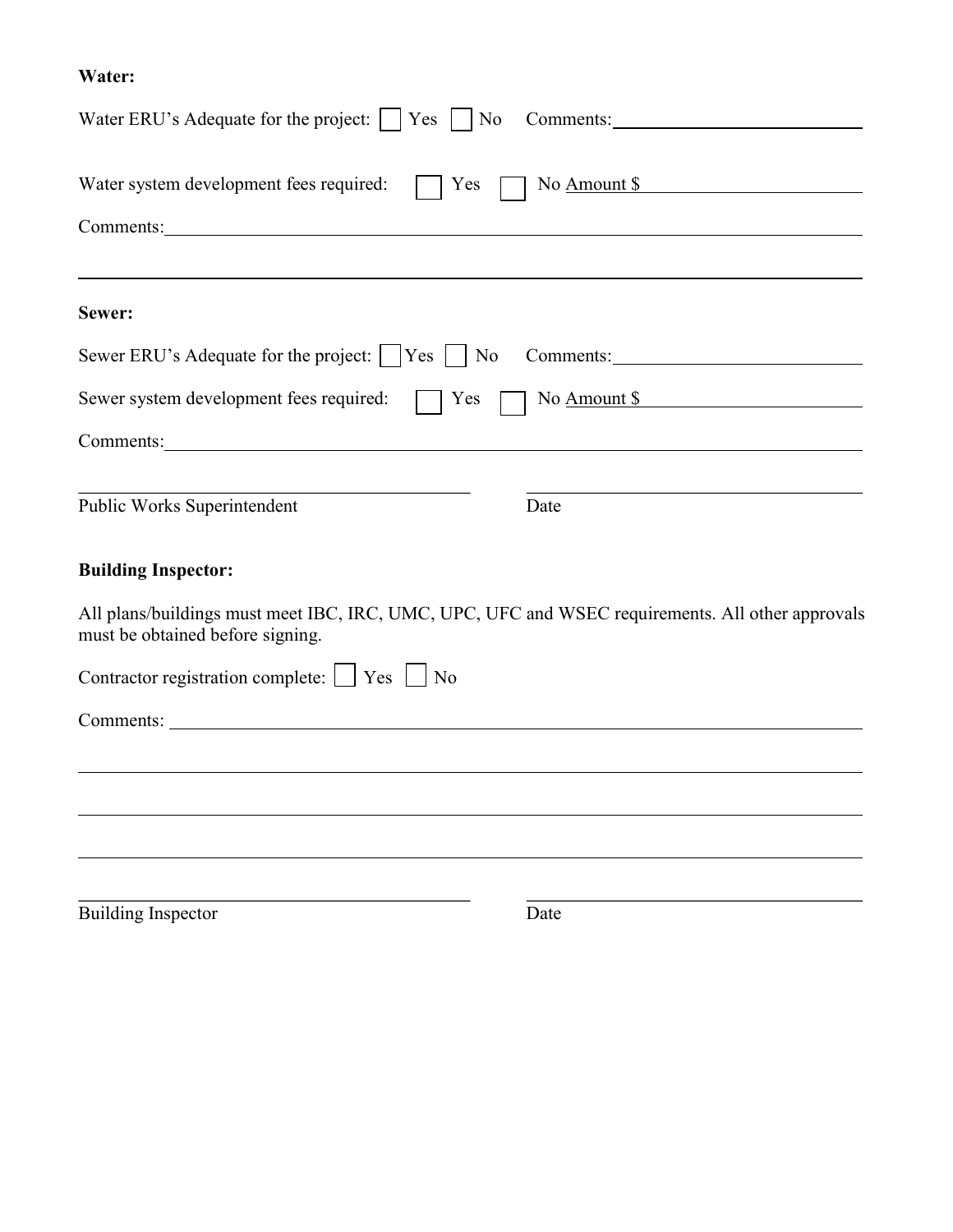**Water:**

Water ERU's Adequate for the project: ☐ Yes ☐ No Comments: \_\_\_\_\_\_\_\_\_\_\_\_\_\_\_\_\_\_\_\_\_\_\_\_\_\_\_\_

Water system development fees required: ☐ Yes ☐ No Amount $ \_\_\_\_\_\_\_\_\_\_\_\_\_\_\_\_\_\_\_\_\_\_\_\_\_\_\_\_

Comments: \_\_\_\_\_\_\_\_\_\_\_\_\_\_\_\_\_\_\_\_\_\_\_\_\_\_\_\_\_\_\_\_\_\_\_\_\_\_\_\_\_\_\_\_\_\_\_\_\_\_\_\_\_\_\_\_\_\_\_\_\_\_\_\_\_\_\_\_\_\_\_\_\_\_

---

**Sewer:**

Sewer ERU's Adequate for the project: ☐ Yes ☐ No Comments: \_\_\_\_\_\_\_\_\_\_\_\_\_\_\_\_\_\_\_\_\_\_\_\_\_\_\_\_

Sewer system development fees required: ☐ Yes ☐ No Amount $ \_\_\_\_\_\_\_\_\_\_\_\_\_\_\_\_\_\_\_\_\_\_\_\_\_\_\_\_

Comments: \_\_\_\_\_\_\_\_\_\_\_\_\_\_\_\_\_\_\_\_\_\_\_\_\_\_\_\_\_\_\_\_\_\_\_\_\_\_\_\_\_\_\_\_\_\_\_\_\_\_\_\_\_\_\_\_\_\_\_\_\_\_\_\_\_\_\_\_\_\_\_\_\_\_

\_\_\_\_\_\_\_\_\_\_\_\_\_\_\_\_\_\_\_\_\_\_\_\_\_\_\_\_\_\_\_\_\_\_\_\_\_\_\_\_ \_\_\_\_\_\_\_\_\_\_\_\_\_\_\_\_\_\_\_\_\_\_\_\_\_\_\_\_\_\_\_\_\_\_

Public Works Superintendent Date

**Building Inspector:**

All plans/buildings must meet IBC, IRC, UMC, UPC, UFC and WSEC requirements. All other approvals must be obtained before signing.

Contractor registration complete: ☐ Yes ☐ No

Comments: \_\_\_\_\_\_\_\_\_\_\_\_\_\_\_\_\_\_\_\_\_\_\_\_\_\_\_\_\_\_\_\_\_\_\_\_\_\_\_\_\_\_\_\_\_\_\_\_\_\_\_\_\_\_\_\_\_\_\_\_\_\_\_\_\_\_\_\_\_\_\_\_\_\_

\_\_\_\_\_\_\_\_\_\_\_\_\_\_\_\_\_\_\_\_\_\_\_\_\_\_\_\_\_\_\_\_\_\_\_\_\_\_\_\_\_\_\_\_\_\_\_\_\_\_\_\_\_\_\_\_\_\_\_\_\_\_\_\_\_\_\_\_\_\_\_\_\_\_\_\_\_\_\_\_\_\_\_\_

\_\_\_\_\_\_\_\_\_\_\_\_\_\_\_\_\_\_\_\_\_\_\_\_\_\_\_\_\_\_\_\_\_\_\_\_\_\_\_\_\_\_\_\_\_\_\_\_\_\_\_\_\_\_\_\_\_\_\_\_\_\_\_\_\_\_\_\_\_\_\_\_\_\_\_\_\_\_\_\_\_\_\_\_

\_\_\_\_\_\_\_\_\_\_\_\_\_\_\_\_\_\_\_\_\_\_\_\_\_\_\_\_\_\_\_\_\_\_\_\_\_\_\_\_\_\_\_\_\_\_\_\_\_\_\_\_\_\_\_\_\_\_\_\_\_\_\_\_\_\_\_\_\_\_\_\_\_\_\_\_\_\_\_\_\_\_\_\_

\_\_\_\_\_\_\_\_\_\_\_\_\_\_\_\_\_\_\_\_\_\_\_\_\_\_\_\_\_\_\_\_\_\_\_\_\_\_\_\_ \_\_\_\_\_\_\_\_\_\_\_\_\_\_\_\_\_\_\_\_\_\_\_\_\_\_\_\_\_\_\_\_\_\_

Building Inspector Date